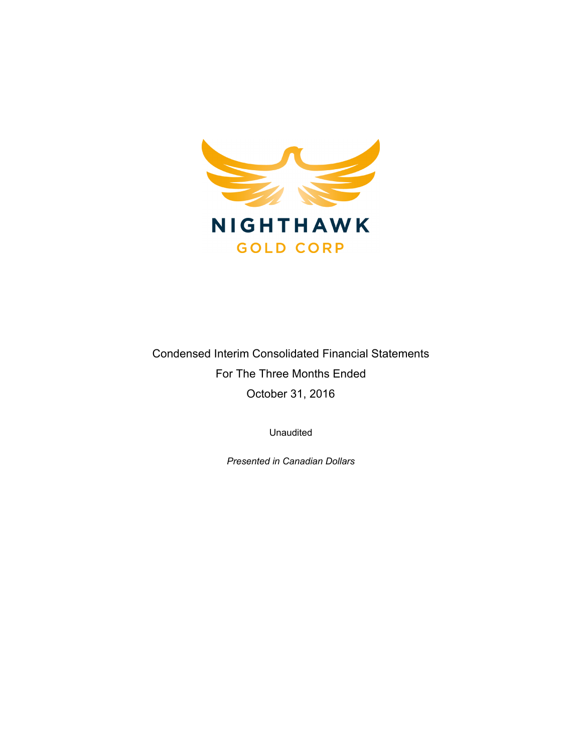NIGHTHAWK

GOLD CORP

Condensed Interim Consolidated Financial Statements

For The Three Months Ended

October 31, 2016

Unaudited

*Presented in Canadian Dollars*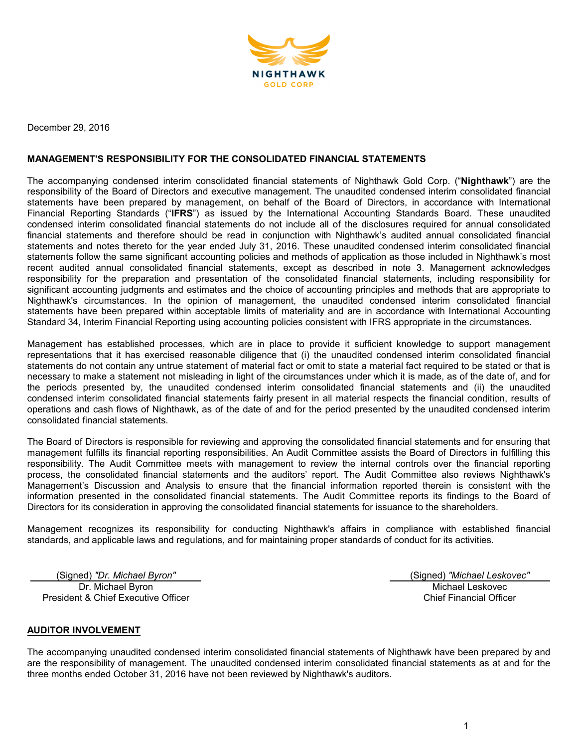December 29, 2016

## MANAGEMENT'S RESPONSIBILITY FOR THE CONSOLIDATED FINANCIAL STATEMENTS

The accompanying condensed interim consolidated financial statements of Nighthawk Gold Corp. ("**Nighthawk**") are the responsibility of the Board of Directors and executive management. The unaudited condensed interim consolidated financial statements have been prepared by management, on behalf of the Board of Directors, in accordance with International Financial Reporting Standards ("**IFRS**") as issued by the International Accounting Standards Board. These unaudited condensed interim consolidated financial statements do not include all of the disclosures required for annual consolidated financial statements and therefore should be read in conjunction with Nighthawk's audited annual consolidated financial statements and notes thereto for the year ended July 31, 2016. These unaudited condensed interim consolidated financial statements follow the same significant accounting policies and methods of application as those included in Nighthawk's most recent audited annual consolidated financial statements, except as described in note 3. Management acknowledges responsibility for the preparation and presentation of the consolidated financial statements, including responsibility for significant accounting judgments and estimates and the choice of accounting principles and methods that are appropriate to Nighthawk's circumstances. In the opinion of management, the unaudited condensed interim consolidated financial statements have been prepared within acceptable limits of materiality and are in accordance with International Accounting Standard 34, Interim Financial Reporting using accounting policies consistent with IFRS appropriate in the circumstances.

Management has established processes, which are in place to provide it sufficient knowledge to support management representations that it has exercised reasonable diligence that (i) the unaudited condensed interim consolidated financial statements do not contain any untrue statement of material fact or omit to state a material fact required to be stated or that is necessary to make a statement not misleading in light of the circumstances under which it is made, as of the date of, and for the periods presented by, the unaudited condensed interim consolidated financial statements and (ii) the unaudited condensed interim consolidated financial statements fairly present in all material respects the financial condition, results of operations and cash flows of Nighthawk, as of the date of and for the period presented by the unaudited condensed interim consolidated financial statements.

The Board of Directors is responsible for reviewing and approving the consolidated financial statements and for ensuring that management fulfills its financial reporting responsibilities. An Audit Committee assists the Board of Directors in fulfilling this responsibility. The Audit Committee meets with management to review the internal controls over the financial reporting process, the consolidated financial statements and the auditors' report. The Audit Committee also reviews Nighthawk's Management's Discussion and Analysis to ensure that the financial information reported therein is consistent with the information presented in the consolidated financial statements. The Audit Committee reports its findings to the Board of Directors for its consideration in approving the consolidated financial statements for issuance to the shareholders.

Management recognizes its responsibility for conducting Nighthawk's affairs in compliance with established financial standards, and applicable laws and regulations, and for maintaining proper standards of conduct for its activities.

(Signed) *"Dr. Michael Byron"*
Dr. Michael Byron
President & Chief Executive Officer

(Signed) *"Michael Leskovec"*
Michael Leskovec
Chief Financial Officer

## AUDITOR INVOLVEMENT

The accompanying unaudited condensed interim consolidated financial statements of Nighthawk have been prepared by and are the responsibility of management. The unaudited condensed interim consolidated financial statements as at and for the three months ended October 31, 2016 have not been reviewed by Nighthawk's auditors.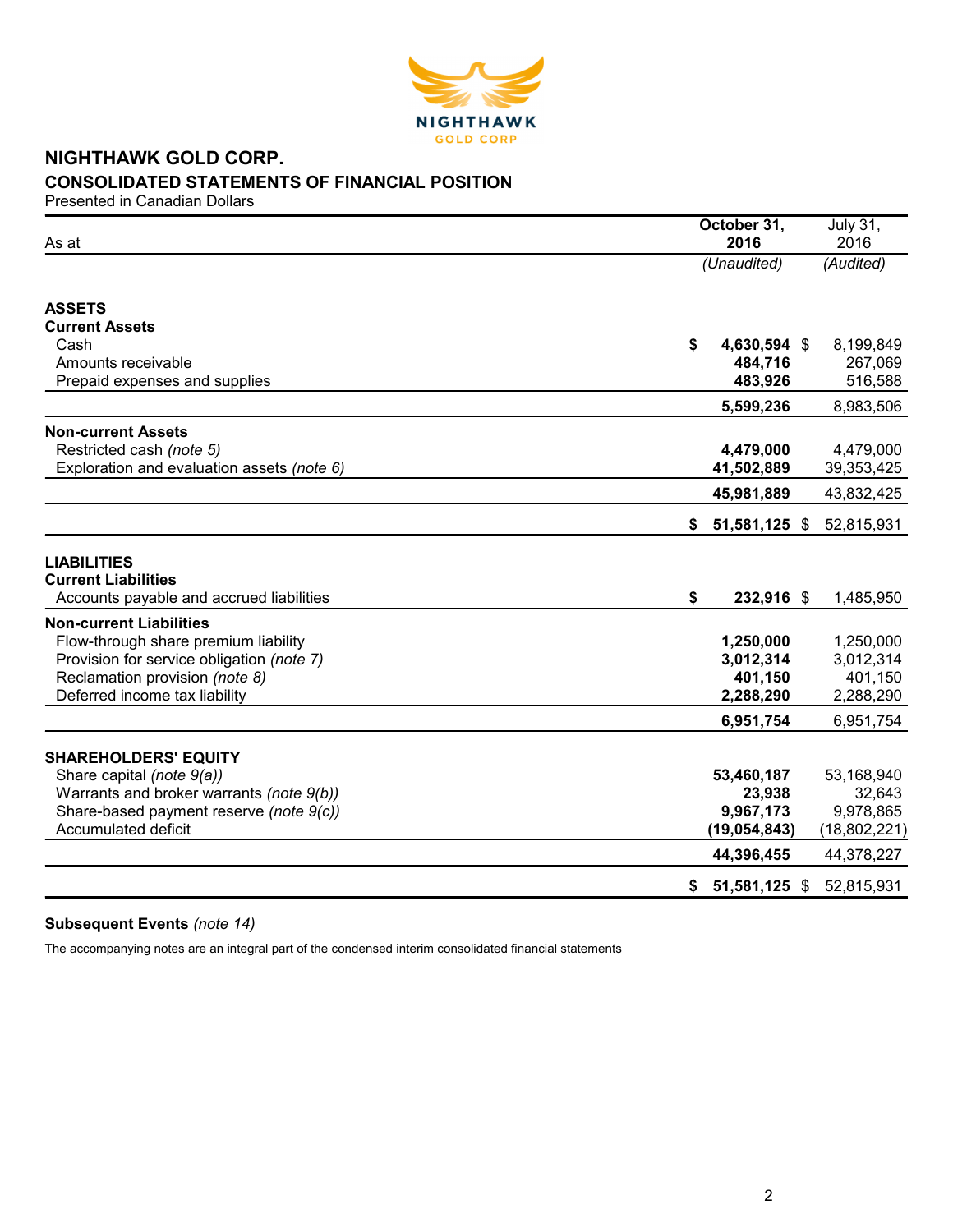# NIGHTHAWK GOLD CORP.

## CONSOLIDATED STATEMENTS OF FINANCIAL POSITION

Presented in Canadian Dollars

| As at | October 31, 2016 | July 31, 2016 |
|---|---|---|
| | *(Unaudited)* | *(Audited)* |
| **ASSETS** | | |
| **Current Assets** | | |
| Cash | **$ 4,630,594** | $ 8,199,849 |
| Amounts receivable | **484,716** | 267,069 |
| Prepaid expenses and supplies | **483,926** | 516,588 |
| | **5,599,236** | 8,983,506 |
| **Non-current Assets** | | |
| Restricted cash *(note 5)* | **4,479,000** | 4,479,000 |
| Exploration and evaluation assets *(note 6)* | **41,502,889** | 39,353,425 |
| | **45,981,889** | 43,832,425 |
| | **$ 51,581,125** | $ 52,815,931 |
| **LIABILITIES** | | |
| **Current Liabilities** | | |
| Accounts payable and accrued liabilities | **$ 232,916** | $ 1,485,950 |
| **Non-current Liabilities** | | |
| Flow-through share premium liability | **1,250,000** | 1,250,000 |
| Provision for service obligation *(note 7)* | **3,012,314** | 3,012,314 |
| Reclamation provision *(note 8)* | **401,150** | 401,150 |
| Deferred income tax liability | **2,288,290** | 2,288,290 |
| | **6,951,754** | 6,951,754 |
| **SHAREHOLDERS' EQUITY** | | |
| Share capital *(note 9(a))* | **53,460,187** | 53,168,940 |
| Warrants and broker warrants *(note 9(b))* | **23,938** | 32,643 |
| Share-based payment reserve *(note 9(c))* | **9,967,173** | 9,978,865 |
| Accumulated deficit | **(19,054,843)** | (18,802,221) |
| | **44,396,455** | 44,378,227 |
| | **$ 51,581,125** | $ 52,815,931 |

**Subsequent Events** *(note 14)*

The accompanying notes are an integral part of the condensed interim consolidated financial statements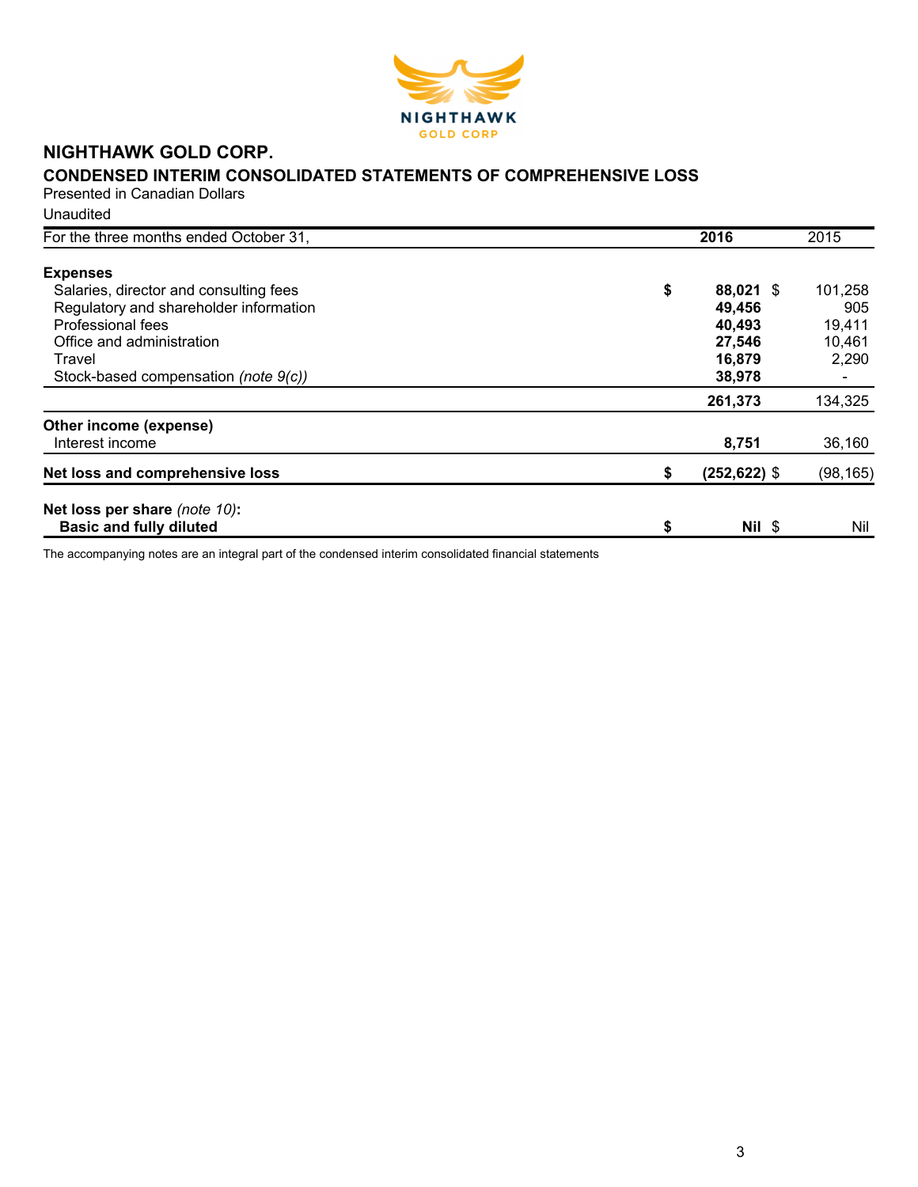# NIGHTHAWK GOLD CORP.

## CONDENSED INTERIM CONSOLIDATED STATEMENTS OF COMPREHENSIVE LOSS

Presented in Canadian Dollars

Unaudited

| For the three months ended October 31, | 2016 | 2015 |
|---|---|---|
| **Expenses** | | |
| Salaries, director and consulting fees | **$ 88,021** | $ 101,258 |
| Regulatory and shareholder information | **49,456** | 905 |
| Professional fees | **40,493** | 19,411 |
| Office and administration | **27,546** | 10,461 |
| Travel | **16,879** | 2,290 |
| Stock-based compensation *(note 9(c))* | **38,978** | - |
| | **261,373** | 134,325 |
| **Other income (expense)** | | |
| Interest income | **8,751** | 36,160 |
| **Net loss and comprehensive loss** | **$ (252,622)** | $ (98,165) |
| **Net loss per share** *(note 10)*: | | |
| **Basic and fully diluted** | **$ Nil** | $ Nil |

The accompanying notes are an integral part of the condensed interim consolidated financial statements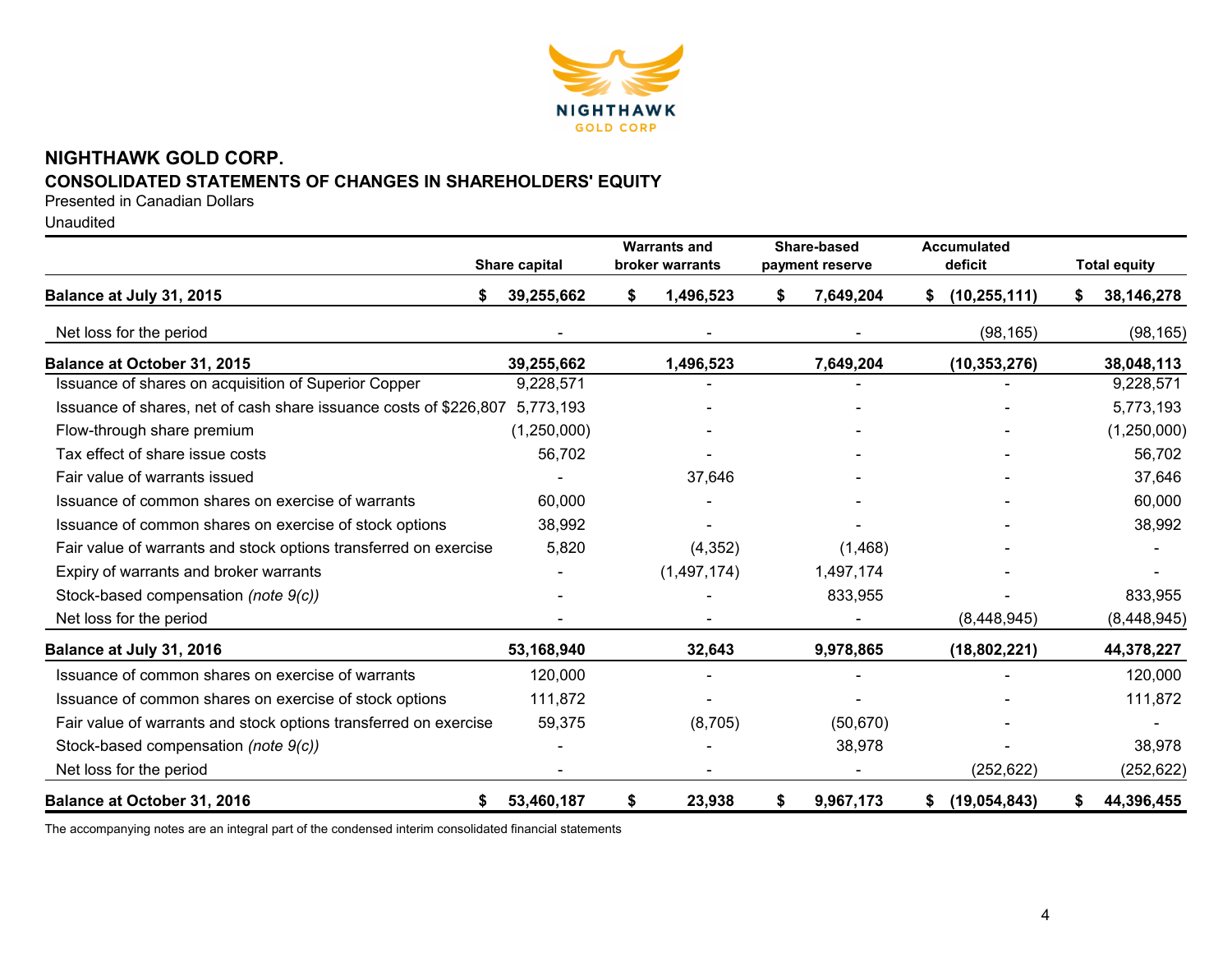# NIGHTHAWK GOLD CORP.

## CONSOLIDATED STATEMENTS OF CHANGES IN SHAREHOLDERS' EQUITY

Presented in Canadian Dollars

Unaudited

| | Share capital | Warrants and broker warrants | Share-based payment reserve | Accumulated deficit | Total equity |
|---|---|---|---|---|---|
| **Balance at July 31, 2015** | **$ 39,255,662** | **$ 1,496,523** | **$ 7,649,204** | **$ (10,255,111)** | **$ 38,146,278** |
| Net loss for the period | - | - | - | (98,165) | (98,165) |
| **Balance at October 31, 2015** | **39,255,662** | **1,496,523** | **7,649,204** | **(10,353,276)** | **38,048,113** |
| Issuance of shares on acquisition of Superior Copper | 9,228,571 | - | - | - | 9,228,571 |
| Issuance of shares, net of cash share issuance costs of $226,807 | 5,773,193 | - | - | - | 5,773,193 |
| Flow-through share premium | (1,250,000) | - | - | - | (1,250,000) |
| Tax effect of share issue costs | 56,702 | - | - | - | 56,702 |
| Fair value of warrants issued | - | 37,646 | - | - | 37,646 |
| Issuance of common shares on exercise of warrants | 60,000 | - | - | - | 60,000 |
| Issuance of common shares on exercise of stock options | 38,992 | - | - | - | 38,992 |
| Fair value of warrants and stock options transferred on exercise | 5,820 | (4,352) | (1,468) | - | - |
| Expiry of warrants and broker warrants | - | (1,497,174) | 1,497,174 | - | - |
| Stock-based compensation *(note 9(c))* | - | - | 833,955 | - | 833,955 |
| Net loss for the period | - | - | - | (8,448,945) | (8,448,945) |
| **Balance at July 31, 2016** | **53,168,940** | **32,643** | **9,978,865** | **(18,802,221)** | **44,378,227** |
| Issuance of common shares on exercise of warrants | 120,000 | - | - | - | 120,000 |
| Issuance of common shares on exercise of stock options | 111,872 | - | - | - | 111,872 |
| Fair value of warrants and stock options transferred on exercise | 59,375 | (8,705) | (50,670) | - | - |
| Stock-based compensation *(note 9(c))* | - | - | 38,978 | - | 38,978 |
| Net loss for the period | - | - | - | (252,622) | (252,622) |
| **Balance at October 31, 2016** | **$ 53,460,187** | **$ 23,938** | **$ 9,967,173** | **$ (19,054,843)** | **$ 44,396,455** |

The accompanying notes are an integral part of the condensed interim consolidated financial statements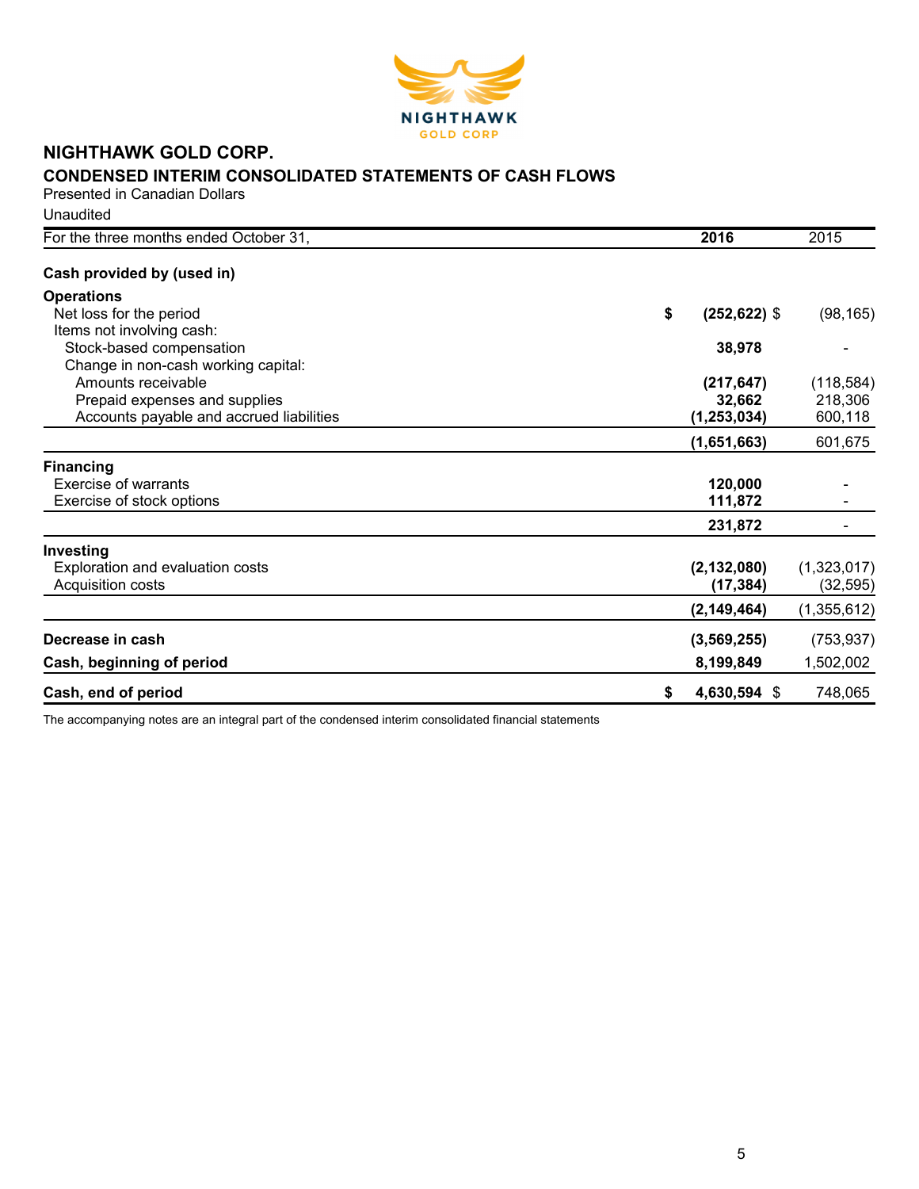# NIGHTHAWK GOLD CORP.

## CONDENSED INTERIM CONSOLIDATED STATEMENTS OF CASH FLOWS

Presented in Canadian Dollars

Unaudited

| For the three months ended October 31, | 2016 | 2015 |
|---|---|---|
| **Cash provided by (used in)** | | |
| **Operations** | | |
| Net loss for the period | $ **(252,622)** | $ (98,165) |
| Items not involving cash: | | |
| Stock-based compensation | **38,978** | - |
| Change in non-cash working capital: | | |
| Amounts receivable | **(217,647)** | (118,584) |
| Prepaid expenses and supplies | **32,662** | 218,306 |
| Accounts payable and accrued liabilities | **(1,253,034)** | 600,118 |
| | **(1,651,663)** | 601,675 |
| **Financing** | | |
| Exercise of warrants | **120,000** | - |
| Exercise of stock options | **111,872** | - |
| | **231,872** | - |
| **Investing** | | |
| Exploration and evaluation costs | **(2,132,080)** | (1,323,017) |
| Acquisition costs | **(17,384)** | (32,595) |
| | **(2,149,464)** | (1,355,612) |
| **Decrease in cash** | **(3,569,255)** | (753,937) |
| **Cash, beginning of period** | **8,199,849** | 1,502,002 |
| **Cash, end of period** | $ **4,630,594** | $ 748,065 |

The accompanying notes are an integral part of the condensed interim consolidated financial statements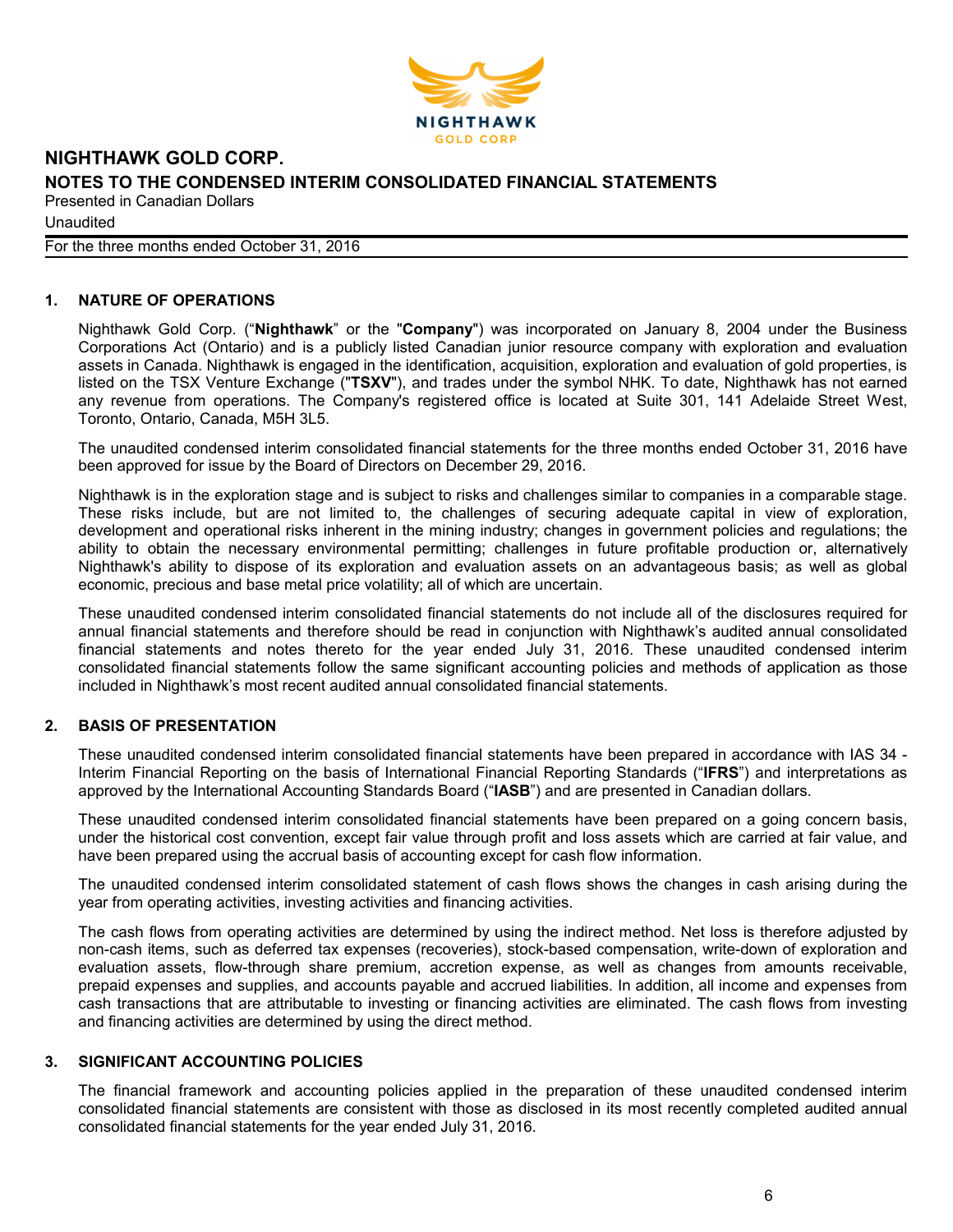# NIGHTHAWK GOLD CORP.

## NOTES TO THE CONDENSED INTERIM CONSOLIDATED FINANCIAL STATEMENTS

Presented in Canadian Dollars

Unaudited

For the three months ended October 31, 2016

### 1. NATURE OF OPERATIONS

Nighthawk Gold Corp. ("**Nighthawk**" or the "**Company**") was incorporated on January 8, 2004 under the Business Corporations Act (Ontario) and is a publicly listed Canadian junior resource company with exploration and evaluation assets in Canada. Nighthawk is engaged in the identification, acquisition, exploration and evaluation of gold properties, is listed on the TSX Venture Exchange ("**TSXV**"), and trades under the symbol NHK. To date, Nighthawk has not earned any revenue from operations. The Company's registered office is located at Suite 301, 141 Adelaide Street West, Toronto, Ontario, Canada, M5H 3L5.

The unaudited condensed interim consolidated financial statements for the three months ended October 31, 2016 have been approved for issue by the Board of Directors on December 29, 2016.

Nighthawk is in the exploration stage and is subject to risks and challenges similar to companies in a comparable stage. These risks include, but are not limited to, the challenges of securing adequate capital in view of exploration, development and operational risks inherent in the mining industry; changes in government policies and regulations; the ability to obtain the necessary environmental permitting; challenges in future profitable production or, alternatively Nighthawk's ability to dispose of its exploration and evaluation assets on an advantageous basis; as well as global economic, precious and base metal price volatility; all of which are uncertain.

These unaudited condensed interim consolidated financial statements do not include all of the disclosures required for annual financial statements and therefore should be read in conjunction with Nighthawk's audited annual consolidated financial statements and notes thereto for the year ended July 31, 2016. These unaudited condensed interim consolidated financial statements follow the same significant accounting policies and methods of application as those included in Nighthawk's most recent audited annual consolidated financial statements.

### 2. BASIS OF PRESENTATION

These unaudited condensed interim consolidated financial statements have been prepared in accordance with IAS 34 - Interim Financial Reporting on the basis of International Financial Reporting Standards ("**IFRS**") and interpretations as approved by the International Accounting Standards Board ("**IASB**") and are presented in Canadian dollars.

These unaudited condensed interim consolidated financial statements have been prepared on a going concern basis, under the historical cost convention, except fair value through profit and loss assets which are carried at fair value, and have been prepared using the accrual basis of accounting except for cash flow information.

The unaudited condensed interim consolidated statement of cash flows shows the changes in cash arising during the year from operating activities, investing activities and financing activities.

The cash flows from operating activities are determined by using the indirect method. Net loss is therefore adjusted by non-cash items, such as deferred tax expenses (recoveries), stock-based compensation, write-down of exploration and evaluation assets, flow-through share premium, accretion expense, as well as changes from amounts receivable, prepaid expenses and supplies, and accounts payable and accrued liabilities. In addition, all income and expenses from cash transactions that are attributable to investing or financing activities are eliminated. The cash flows from investing and financing activities are determined by using the direct method.

### 3. SIGNIFICANT ACCOUNTING POLICIES

The financial framework and accounting policies applied in the preparation of these unaudited condensed interim consolidated financial statements are consistent with those as disclosed in its most recently completed audited annual consolidated financial statements for the year ended July 31, 2016.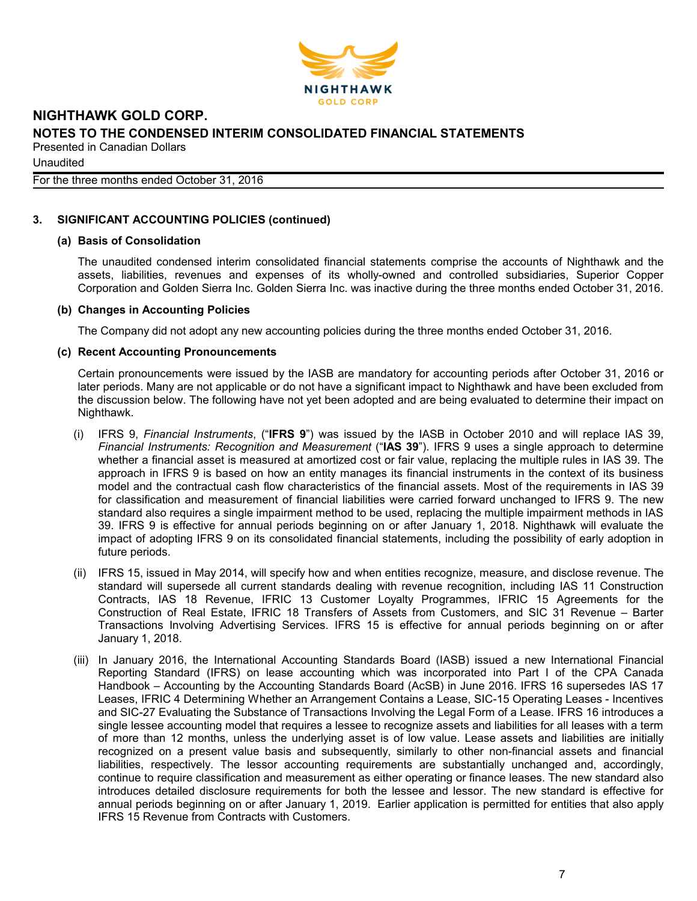## 3. SIGNIFICANT ACCOUNTING POLICIES (continued)

### (a) Basis of Consolidation

The unaudited condensed interim consolidated financial statements comprise the accounts of Nighthawk and the assets, liabilities, revenues and expenses of its wholly-owned and controlled subsidiaries, Superior Copper Corporation and Golden Sierra Inc. Golden Sierra Inc. was inactive during the three months ended October 31, 2016.

### (b) Changes in Accounting Policies

The Company did not adopt any new accounting policies during the three months ended October 31, 2016.

### (c) Recent Accounting Pronouncements

Certain pronouncements were issued by the IASB are mandatory for accounting periods after October 31, 2016 or later periods. Many are not applicable or do not have a significant impact to Nighthawk and have been excluded from the discussion below. The following have not yet been adopted and are being evaluated to determine their impact on Nighthawk.

(i) IFRS 9, *Financial Instruments*, ("**IFRS 9**") was issued by the IASB in October 2010 and will replace IAS 39, *Financial Instruments: Recognition and Measurement* ("**IAS 39**"). IFRS 9 uses a single approach to determine whether a financial asset is measured at amortized cost or fair value, replacing the multiple rules in IAS 39. The approach in IFRS 9 is based on how an entity manages its financial instruments in the context of its business model and the contractual cash flow characteristics of the financial assets. Most of the requirements in IAS 39 for classification and measurement of financial liabilities were carried forward unchanged to IFRS 9. The new standard also requires a single impairment method to be used, replacing the multiple impairment methods in IAS 39. IFRS 9 is effective for annual periods beginning on or after January 1, 2018. Nighthawk will evaluate the impact of adopting IFRS 9 on its consolidated financial statements, including the possibility of early adoption in future periods.

(ii) IFRS 15, issued in May 2014, will specify how and when entities recognize, measure, and disclose revenue. The standard will supersede all current standards dealing with revenue recognition, including IAS 11 Construction Contracts, IAS 18 Revenue, IFRIC 13 Customer Loyalty Programmes, IFRIC 15 Agreements for the Construction of Real Estate, IFRIC 18 Transfers of Assets from Customers, and SIC 31 Revenue – Barter Transactions Involving Advertising Services. IFRS 15 is effective for annual periods beginning on or after January 1, 2018.

(iii) In January 2016, the International Accounting Standards Board (IASB) issued a new International Financial Reporting Standard (IFRS) on lease accounting which was incorporated into Part I of the CPA Canada Handbook – Accounting by the Accounting Standards Board (AcSB) in June 2016. IFRS 16 supersedes IAS 17 Leases, IFRIC 4 Determining Whether an Arrangement Contains a Lease, SIC-15 Operating Leases - Incentives and SIC-27 Evaluating the Substance of Transactions Involving the Legal Form of a Lease. IFRS 16 introduces a single lessee accounting model that requires a lessee to recognize assets and liabilities for all leases with a term of more than 12 months, unless the underlying asset is of low value. Lease assets and liabilities are initially recognized on a present value basis and subsequently, similarly to other non-financial assets and financial liabilities, respectively. The lessor accounting requirements are substantially unchanged and, accordingly, continue to require classification and measurement as either operating or finance leases. The new standard also introduces detailed disclosure requirements for both the lessee and lessor. The new standard is effective for annual periods beginning on or after January 1, 2019. Earlier application is permitted for entities that also apply IFRS 15 Revenue from Contracts with Customers.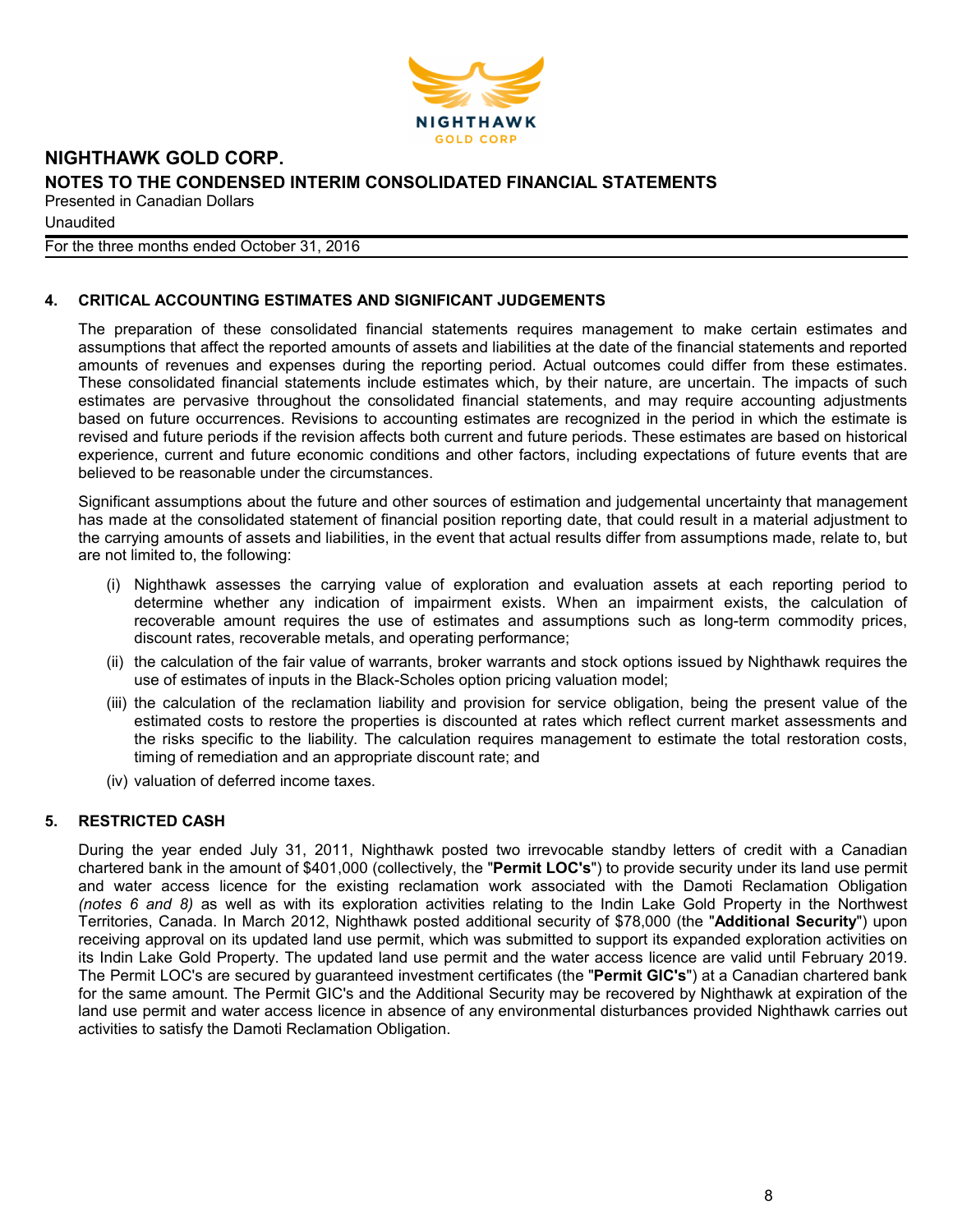## 4. CRITICAL ACCOUNTING ESTIMATES AND SIGNIFICANT JUDGEMENTS

The preparation of these consolidated financial statements requires management to make certain estimates and assumptions that affect the reported amounts of assets and liabilities at the date of the financial statements and reported amounts of revenues and expenses during the reporting period. Actual outcomes could differ from these estimates. These consolidated financial statements include estimates which, by their nature, are uncertain. The impacts of such estimates are pervasive throughout the consolidated financial statements, and may require accounting adjustments based on future occurrences. Revisions to accounting estimates are recognized in the period in which the estimate is revised and future periods if the revision affects both current and future periods. These estimates are based on historical experience, current and future economic conditions and other factors, including expectations of future events that are believed to be reasonable under the circumstances.

Significant assumptions about the future and other sources of estimation and judgemental uncertainty that management has made at the consolidated statement of financial position reporting date, that could result in a material adjustment to the carrying amounts of assets and liabilities, in the event that actual results differ from assumptions made, relate to, but are not limited to, the following:

(i) Nighthawk assesses the carrying value of exploration and evaluation assets at each reporting period to determine whether any indication of impairment exists. When an impairment exists, the calculation of recoverable amount requires the use of estimates and assumptions such as long-term commodity prices, discount rates, recoverable metals, and operating performance;

(ii) the calculation of the fair value of warrants, broker warrants and stock options issued by Nighthawk requires the use of estimates of inputs in the Black-Scholes option pricing valuation model;

(iii) the calculation of the reclamation liability and provision for service obligation, being the present value of the estimated costs to restore the properties is discounted at rates which reflect current market assessments and the risks specific to the liability. The calculation requires management to estimate the total restoration costs, timing of remediation and an appropriate discount rate; and

(iv) valuation of deferred income taxes.

## 5. RESTRICTED CASH

During the year ended July 31, 2011, Nighthawk posted two irrevocable standby letters of credit with a Canadian chartered bank in the amount of $401,000 (collectively, the "**Permit LOC's**") to provide security under its land use permit and water access licence for the existing reclamation work associated with the Damoti Reclamation Obligation *(notes 6 and 8)* as well as with its exploration activities relating to the Indin Lake Gold Property in the Northwest Territories, Canada. In March 2012, Nighthawk posted additional security of $78,000 (the "**Additional Security**") upon receiving approval on its updated land use permit, which was submitted to support its expanded exploration activities on its Indin Lake Gold Property. The updated land use permit and the water access licence are valid until February 2019. The Permit LOC's are secured by guaranteed investment certificates (the "**Permit GIC's**") at a Canadian chartered bank for the same amount. The Permit GIC's and the Additional Security may be recovered by Nighthawk at expiration of the land use permit and water access licence in absence of any environmental disturbances provided Nighthawk carries out activities to satisfy the Damoti Reclamation Obligation.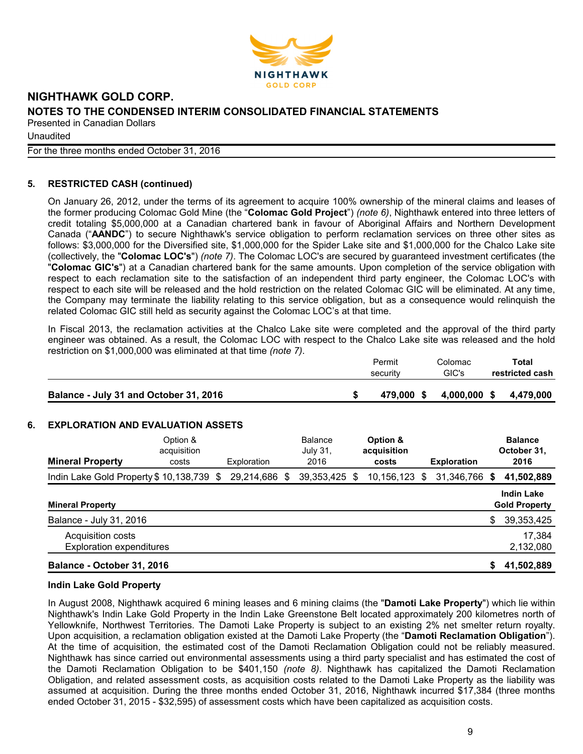## 5. RESTRICTED CASH (continued)

On January 26, 2012, under the terms of its agreement to acquire 100% ownership of the mineral claims and leases of the former producing Colomac Gold Mine (the "**Colomac Gold Project**") *(note 6)*, Nighthawk entered into three letters of credit totaling $5,000,000 at a Canadian chartered bank in favour of Aboriginal Affairs and Northern Development Canada ("**AANDC**") to secure Nighthawk's service obligation to perform reclamation services on three other sites as follows: $3,000,000 for the Diversified site, $1,000,000 for the Spider Lake site and $1,000,000 for the Chalco Lake site (collectively, the "**Colomac LOC's**") *(note 7)*. The Colomac LOC's are secured by guaranteed investment certificates (the "**Colomac GIC's**") at a Canadian chartered bank for the same amounts. Upon completion of the service obligation with respect to each reclamation site to the satisfaction of an independent third party engineer, the Colomac LOC's with respect to each site will be released and the hold restriction on the related Colomac GIC will be eliminated. At any time, the Company may terminate the liability relating to this service obligation, but as a consequence would relinquish the related Colomac GIC still held as security against the Colomac LOC's at that time.

In Fiscal 2013, the reclamation activities at the Chalco Lake site were completed and the approval of the third party engineer was obtained. As a result, the Colomac LOC with respect to the Chalco Lake site was released and the hold restriction on $1,000,000 was eliminated at that time *(note 7)*.

| | Permit security | Colomac GIC's | **Total restricted cash** |
|---|---|---|---|
| **Balance - July 31 and October 31, 2016** | **$ 479,000** | **$ 4,000,000** | **$ 4,479,000** |

## 6. EXPLORATION AND EVALUATION ASSETS

| **Mineral Property** | Option & acquisition costs | Exploration | Balance July 31, 2016 | **Option & acquisition costs** | **Exploration** | **Balance October 31, 2016** |
|---|---|---|---|---|---|---|
| Indin Lake Gold Property | $ 10,138,739 | $ 29,214,686 | $ 39,353,425 | $ 10,156,123 | $ 31,346,766 | **$ 41,502,889** |

| **Mineral Property** | **Indin Lake Gold Property** |
|---|---|
| Balance - July 31, 2016 | $ 39,353,425 |
| Acquisition costs | 17,384 |
| Exploration expenditures | 2,132,080 |
| **Balance - October 31, 2016** | **$ 41,502,889** |

### Indin Lake Gold Property

In August 2008, Nighthawk acquired 6 mining leases and 6 mining claims (the "**Damoti Lake Property**") which lie within Nighthawk's Indin Lake Gold Property in the Indin Lake Greenstone Belt located approximately 200 kilometres north of Yellowknife, Northwest Territories. The Damoti Lake Property is subject to an existing 2% net smelter return royalty. Upon acquisition, a reclamation obligation existed at the Damoti Lake Property (the "**Damoti Reclamation Obligation**"). At the time of acquisition, the estimated cost of the Damoti Reclamation Obligation could not be reliably measured. Nighthawk has since carried out environmental assessments using a third party specialist and has estimated the cost of the Damoti Reclamation Obligation to be $401,150 *(note 8)*. Nighthawk has capitalized the Damoti Reclamation Obligation, and related assessment costs, as acquisition costs related to the Damoti Lake Property as the liability was assumed at acquisition. During the three months ended October 31, 2016, Nighthawk incurred $17,384 (three months ended October 31, 2015 - $32,595) of assessment costs which have been capitalized as acquisition costs.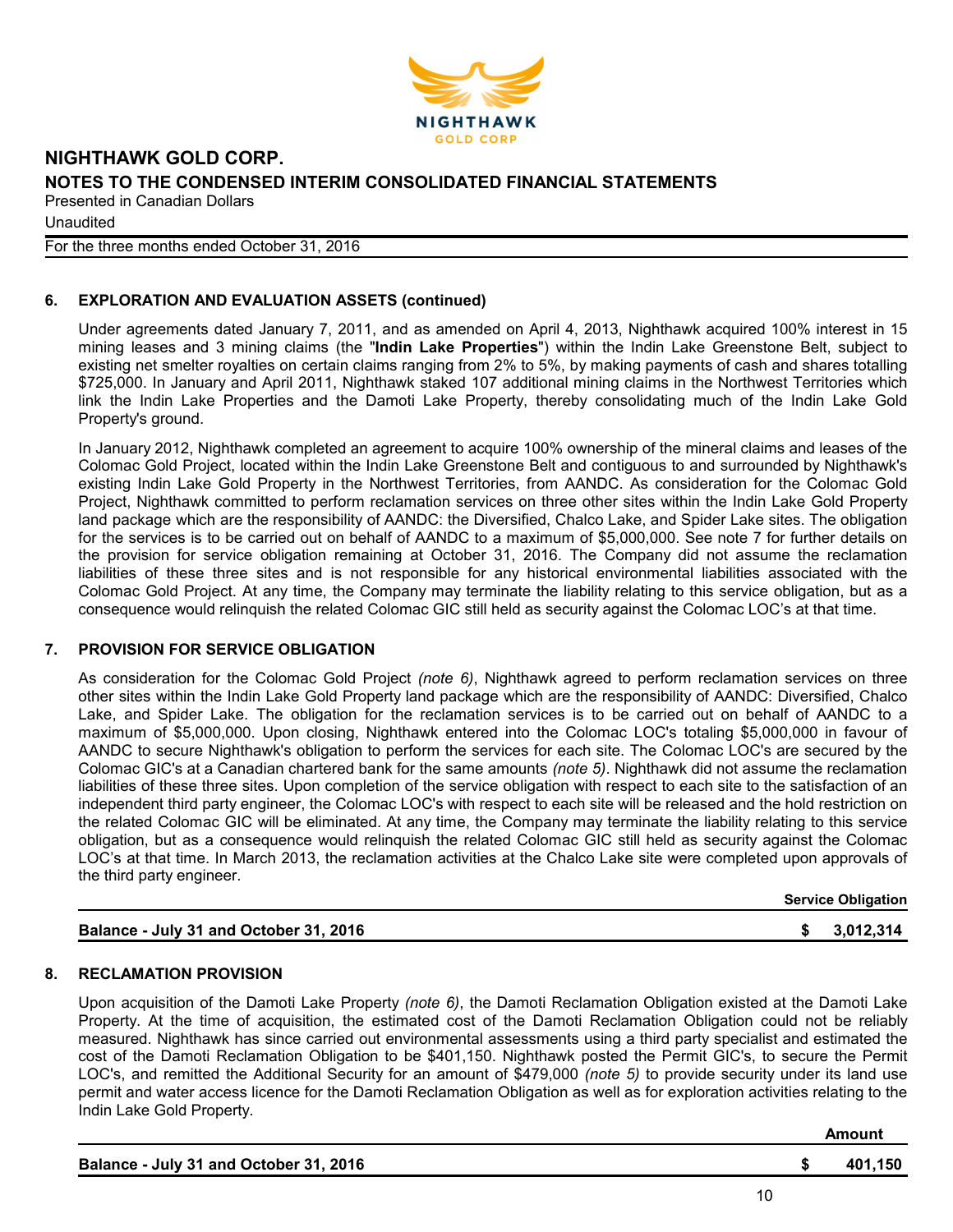## 6. EXPLORATION AND EVALUATION ASSETS (continued)

Under agreements dated January 7, 2011, and as amended on April 4, 2013, Nighthawk acquired 100% interest in 15 mining leases and 3 mining claims (the "**Indin Lake Properties**") within the Indin Lake Greenstone Belt, subject to existing net smelter royalties on certain claims ranging from 2% to 5%, by making payments of cash and shares totalling $725,000. In January and April 2011, Nighthawk staked 107 additional mining claims in the Northwest Territories which link the Indin Lake Properties and the Damoti Lake Property, thereby consolidating much of the Indin Lake Gold Property's ground.

In January 2012, Nighthawk completed an agreement to acquire 100% ownership of the mineral claims and leases of the Colomac Gold Project, located within the Indin Lake Greenstone Belt and contiguous to and surrounded by Nighthawk's existing Indin Lake Gold Property in the Northwest Territories, from AANDC. As consideration for the Colomac Gold Project, Nighthawk committed to perform reclamation services on three other sites within the Indin Lake Gold Property land package which are the responsibility of AANDC: the Diversified, Chalco Lake, and Spider Lake sites. The obligation for the services is to be carried out on behalf of AANDC to a maximum of $5,000,000. See note 7 for further details on the provision for service obligation remaining at October 31, 2016. The Company did not assume the reclamation liabilities of these three sites and is not responsible for any historical environmental liabilities associated with the Colomac Gold Project. At any time, the Company may terminate the liability relating to this service obligation, but as a consequence would relinquish the related Colomac GIC still held as security against the Colomac LOC's at that time.

## 7. PROVISION FOR SERVICE OBLIGATION

As consideration for the Colomac Gold Project *(note 6)*, Nighthawk agreed to perform reclamation services on three other sites within the Indin Lake Gold Property land package which are the responsibility of AANDC: Diversified, Chalco Lake, and Spider Lake. The obligation for the reclamation services is to be carried out on behalf of AANDC to a maximum of $5,000,000. Upon closing, Nighthawk entered into the Colomac LOC's totaling $5,000,000 in favour of AANDC to secure Nighthawk's obligation to perform the services for each site. The Colomac LOC's are secured by the Colomac GIC's at a Canadian chartered bank for the same amounts *(note 5)*. Nighthawk did not assume the reclamation liabilities of these three sites. Upon completion of the service obligation with respect to each site to the satisfaction of an independent third party engineer, the Colomac LOC's with respect to each site will be released and the hold restriction on the related Colomac GIC will be eliminated. At any time, the Company may terminate the liability relating to this service obligation, but as a consequence would relinquish the related Colomac GIC still held as security against the Colomac LOC's at that time. In March 2013, the reclamation activities at the Chalco Lake site were completed upon approvals of the third party engineer.

| | Service Obligation |
|---|---|
| **Balance - July 31 and October 31, 2016** | **$ 3,012,314** |

## 8. RECLAMATION PROVISION

Upon acquisition of the Damoti Lake Property *(note 6)*, the Damoti Reclamation Obligation existed at the Damoti Lake Property. At the time of acquisition, the estimated cost of the Damoti Reclamation Obligation could not be reliably measured. Nighthawk has since carried out environmental assessments using a third party specialist and estimated the cost of the Damoti Reclamation Obligation to be $401,150. Nighthawk posted the Permit GIC's, to secure the Permit LOC's, and remitted the Additional Security for an amount of $479,000 *(note 5)* to provide security under its land use permit and water access licence for the Damoti Reclamation Obligation as well as for exploration activities relating to the Indin Lake Gold Property.

| | Amount |
|---|---|
| **Balance - July 31 and October 31, 2016** | **$ 401,150** |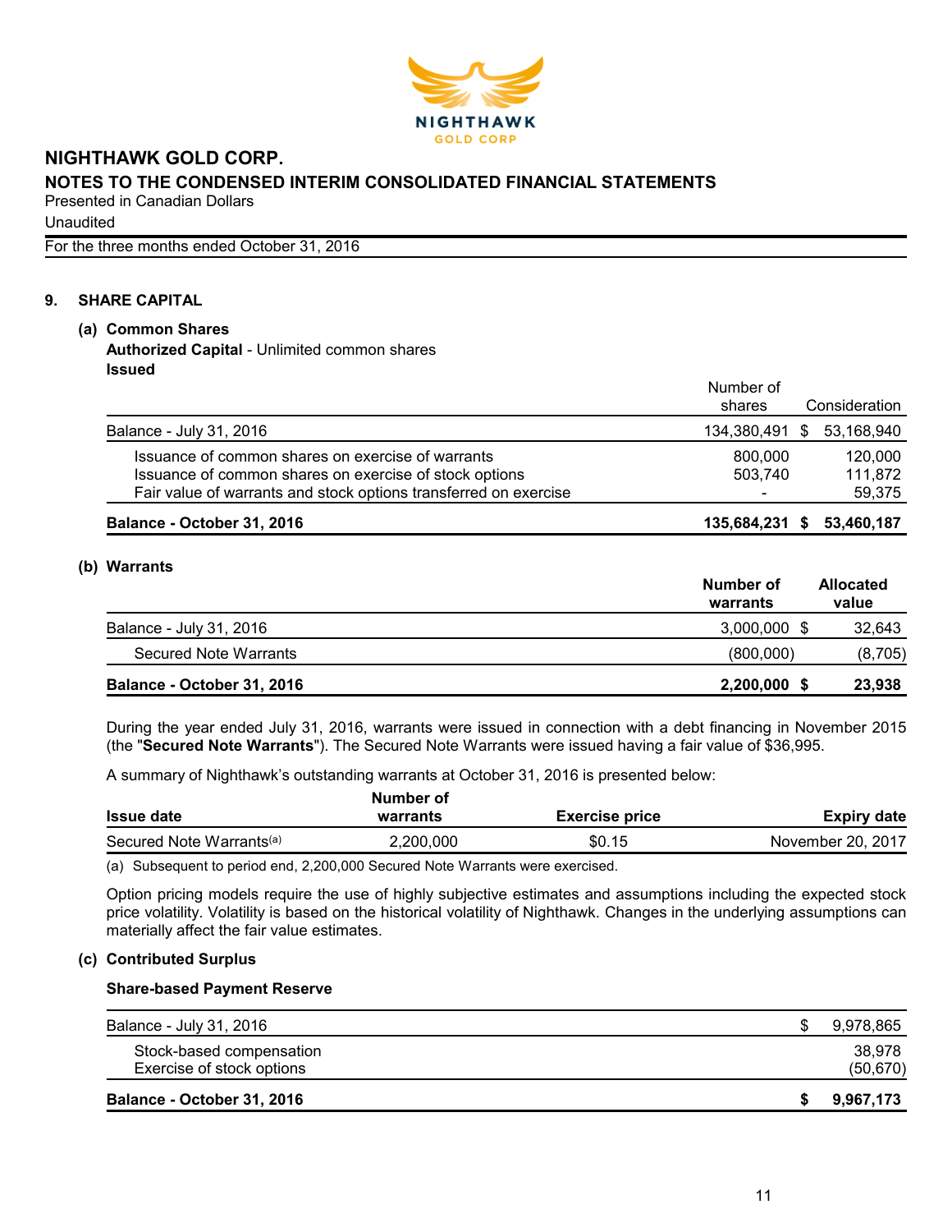NIGHTHAWK GOLD CORP.

**NOTES TO THE CONDENSED INTERIM CONSOLIDATED FINANCIAL STATEMENTS**

Presented in Canadian Dollars

Unaudited

For the three months ended October 31, 2016

## 9. SHARE CAPITAL

### (a) Common Shares

**Authorized Capital** - Unlimited common shares

**Issued**

| | Number of shares | Consideration |
|---|---|---|
| Balance - July 31, 2016 | 134,380,491 | $ 53,168,940 |
| Issuance of common shares on exercise of warrants | 800,000 | 120,000 |
| Issuance of common shares on exercise of stock options | 503,740 | 111,872 |
| Fair value of warrants and stock options transferred on exercise | - | 59,375 |
| **Balance - October 31, 2016** | **135,684,231** | **$ 53,460,187** |

### (b) Warrants

| | **Number of warrants** | **Allocated value** |
|---|---|---|
| Balance - July 31, 2016 | 3,000,000 | $ 32,643 |
| Secured Note Warrants | (800,000) | (8,705) |
| **Balance - October 31, 2016** | **2,200,000** | **$ 23,938** |

During the year ended July 31, 2016, warrants were issued in connection with a debt financing in November 2015 (the "**Secured Note Warrants**"). The Secured Note Warrants were issued having a fair value of $36,995.

A summary of Nighthawk's outstanding warrants at October 31, 2016 is presented below:

| **Issue date** | **Number of warrants** | **Exercise price** | **Expiry date** |
|---|---|---|---|
| Secured Note Warrants[(a)] | 2,200,000 | $0.15 | November 20, 2017 |

(a) Subsequent to period end, 2,200,000 Secured Note Warrants were exercised.

Option pricing models require the use of highly subjective estimates and assumptions including the expected stock price volatility. Volatility is based on the historical volatility of Nighthawk. Changes in the underlying assumptions can materially affect the fair value estimates.

### (c) Contributed Surplus

**Share-based Payment Reserve**

| | |
|---|---|
| Balance - July 31, 2016 | $ 9,978,865 |
| Stock-based compensation | 38,978 |
| Exercise of stock options | (50,670) |
| **Balance - October 31, 2016** | **$ 9,967,173** |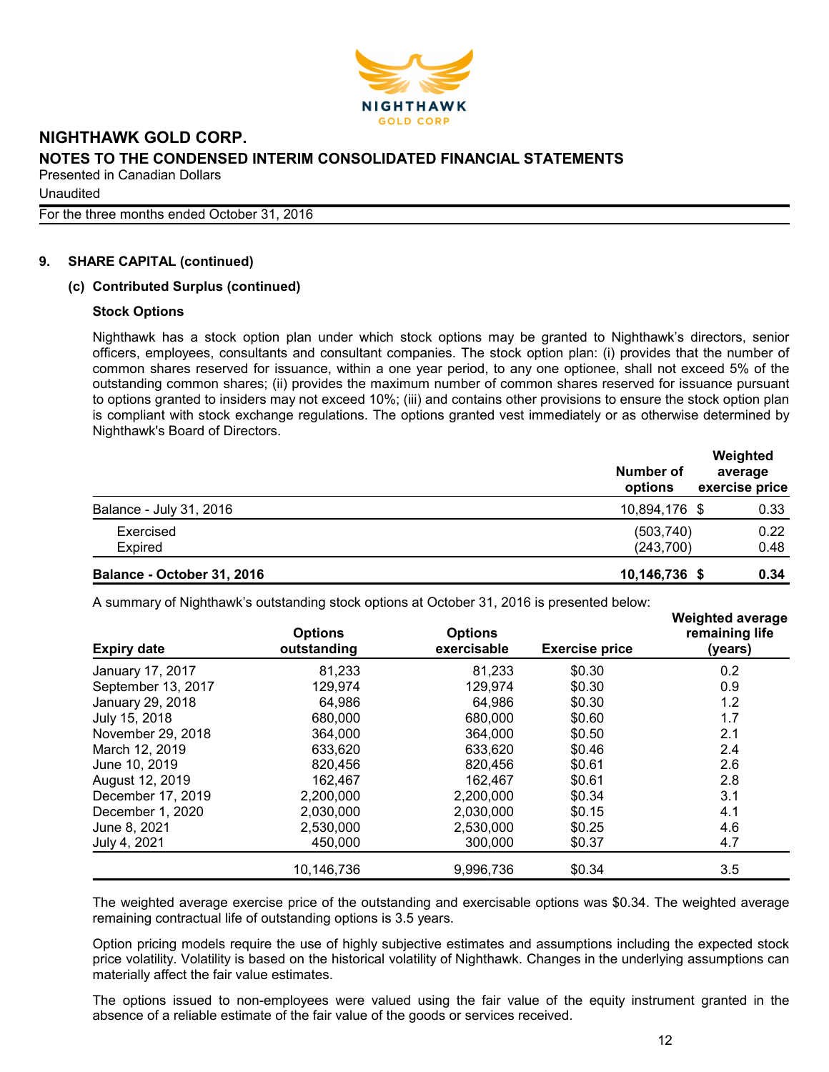## 9. SHARE CAPITAL (continued)

### (c) Contributed Surplus (continued)

**Stock Options**

Nighthawk has a stock option plan under which stock options may be granted to Nighthawk's directors, senior officers, employees, consultants and consultant companies. The stock option plan: (i) provides that the number of common shares reserved for issuance, within a one year period, to any one optionee, shall not exceed 5% of the outstanding common shares; (ii) provides the maximum number of common shares reserved for issuance pursuant to options granted to insiders may not exceed 10%; (iii) and contains other provisions to ensure the stock option plan is compliant with stock exchange regulations. The options granted vest immediately or as otherwise determined by Nighthawk's Board of Directors.

| | Number of options | Weighted average exercise price |
|---|---|---|
| Balance - July 31, 2016 | 10,894,176 | $ 0.33 |
| Exercised | (503,740) | 0.22 |
| Expired | (243,700) | 0.48 |
| **Balance - October 31, 2016** | **10,146,736** | **$ 0.34** |

A summary of Nighthawk's outstanding stock options at October 31, 2016 is presented below:

| Expiry date | Options outstanding | Options exercisable | Exercise price | Weighted average remaining life (years) |
|---|---|---|---|---|
| January 17, 2017 | 81,233 | 81,233 | $0.30 | 0.2 |
| September 13, 2017 | 129,974 | 129,974 | $0.30 | 0.9 |
| January 29, 2018 | 64,986 | 64,986 | $0.30 | 1.2 |
| July 15, 2018 | 680,000 | 680,000 | $0.60 | 1.7 |
| November 29, 2018 | 364,000 | 364,000 | $0.50 | 2.1 |
| March 12, 2019 | 633,620 | 633,620 | $0.46 | 2.4 |
| June 10, 2019 | 820,456 | 820,456 | $0.61 | 2.6 |
| August 12, 2019 | 162,467 | 162,467 | $0.61 | 2.8 |
| December 17, 2019 | 2,200,000 | 2,200,000 | $0.34 | 3.1 |
| December 1, 2020 | 2,030,000 | 2,030,000 | $0.15 | 4.1 |
| June 8, 2021 | 2,530,000 | 2,530,000 | $0.25 | 4.6 |
| July 4, 2021 | 450,000 | 300,000 | $0.37 | 4.7 |
| | 10,146,736 | 9,996,736 | $0.34 | 3.5 |

The weighted average exercise price of the outstanding and exercisable options was $0.34. The weighted average remaining contractual life of outstanding options is 3.5 years.

Option pricing models require the use of highly subjective estimates and assumptions including the expected stock price volatility. Volatility is based on the historical volatility of Nighthawk. Changes in the underlying assumptions can materially affect the fair value estimates.

The options issued to non-employees were valued using the fair value of the equity instrument granted in the absence of a reliable estimate of the fair value of the goods or services received.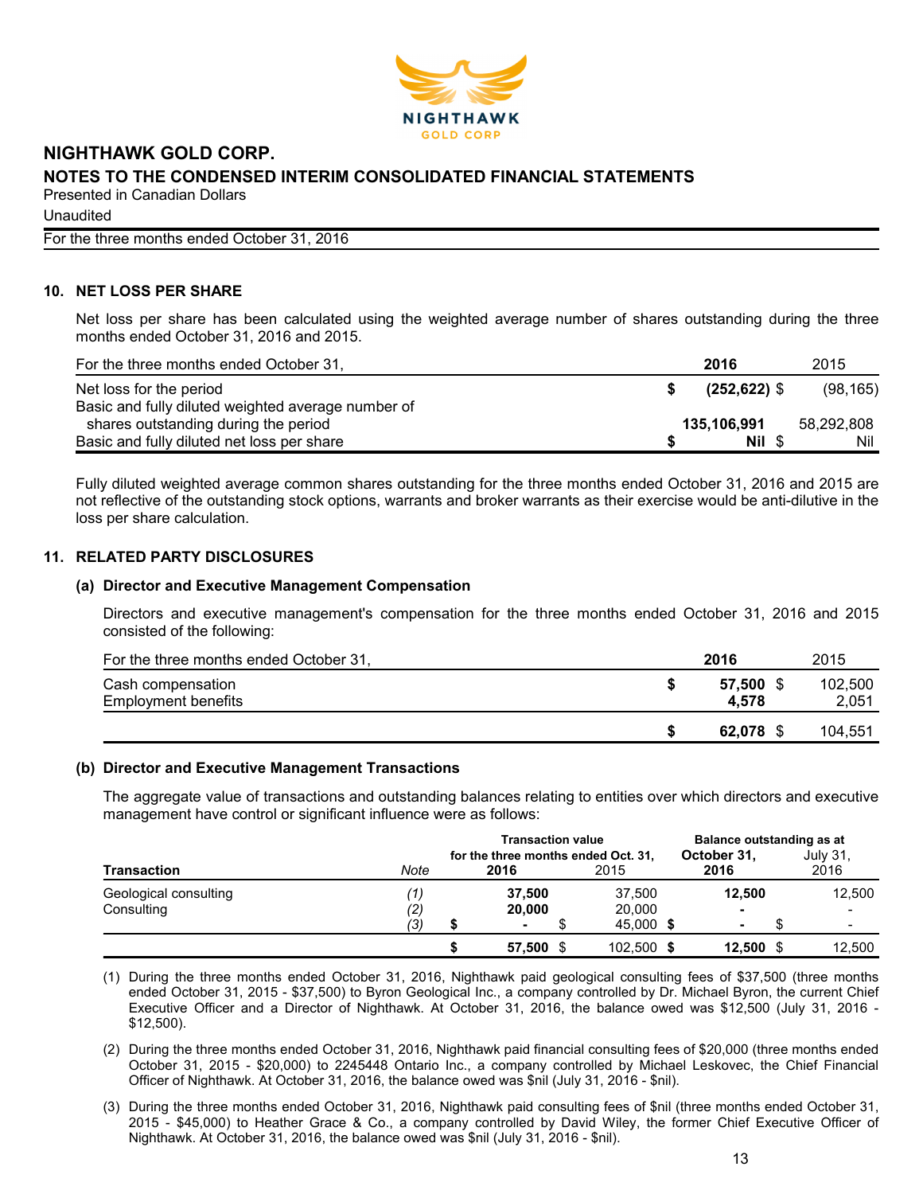# NIGHTHAWK GOLD CORP.

## NOTES TO THE CONDENSED INTERIM CONSOLIDATED FINANCIAL STATEMENTS

Presented in Canadian Dollars

Unaudited

For the three months ended October 31, 2016

### 10. NET LOSS PER SHARE

Net loss per share has been calculated using the weighted average number of shares outstanding during the three months ended October 31, 2016 and 2015.

| For the three months ended October 31, | **2016** | 2015 |
|---|---|---|
| Net loss for the period | **$ (252,622)** | $ (98,165) |
| Basic and fully diluted weighted average number of shares outstanding during the period | **135,106,991** | 58,292,808 |
| Basic and fully diluted net loss per share | **$ Nil** | $ Nil |

Fully diluted weighted average common shares outstanding for the three months ended October 31, 2016 and 2015 are not reflective of the outstanding stock options, warrants and broker warrants as their exercise would be anti-dilutive in the loss per share calculation.

### 11. RELATED PARTY DISCLOSURES

#### (a) Director and Executive Management Compensation

Directors and executive management's compensation for the three months ended October 31, 2016 and 2015 consisted of the following:

| For the three months ended October 31, | **2016** | 2015 |
|---|---|---|
| Cash compensation | **$ 57,500** | $ 102,500 |
| Employment benefits | **4,578** | 2,051 |
| | **$ 62,078** | $ 104,551 |

#### (b) Director and Executive Management Transactions

The aggregate value of transactions and outstanding balances relating to entities over which directors and executive management have control or significant influence were as follows:

| | | Transaction value for the three months ended Oct. 31, | | Balance outstanding as at | |
|---|---|---|---|---|---|
| **Transaction** | *Note* | **2016** | 2015 | **October 31, 2016** | July 31, 2016 |
| Geological consulting | *(1)* | **37,500** | 37,500 | **12,500** | 12,500 |
| Consulting | *(2)* | **20,000** | 20,000 | **-** | - |
| | *(3)* | **$ -** | $ 45,000 | **$ -** | $ - |
| | | **$ 57,500** | $ 102,500 | **$ 12,500** | $ 12,500 |

(1) During the three months ended October 31, 2016, Nighthawk paid geological consulting fees of $37,500 (three months ended October 31, 2015 - $37,500) to Byron Geological Inc., a company controlled by Dr. Michael Byron, the current Chief Executive Officer and a Director of Nighthawk. At October 31, 2016, the balance owed was $12,500 (July 31, 2016 - $12,500).

(2) During the three months ended October 31, 2016, Nighthawk paid financial consulting fees of $20,000 (three months ended October 31, 2015 - $20,000) to 2245448 Ontario Inc., a company controlled by Michael Leskovec, the Chief Financial Officer of Nighthawk. At October 31, 2016, the balance owed was $nil (July 31, 2016 - $nil).

(3) During the three months ended October 31, 2016, Nighthawk paid consulting fees of $nil (three months ended October 31, 2015 - $45,000) to Heather Grace & Co., a company controlled by David Wiley, the former Chief Executive Officer of Nighthawk. At October 31, 2016, the balance owed was $nil (July 31, 2016 - $nil).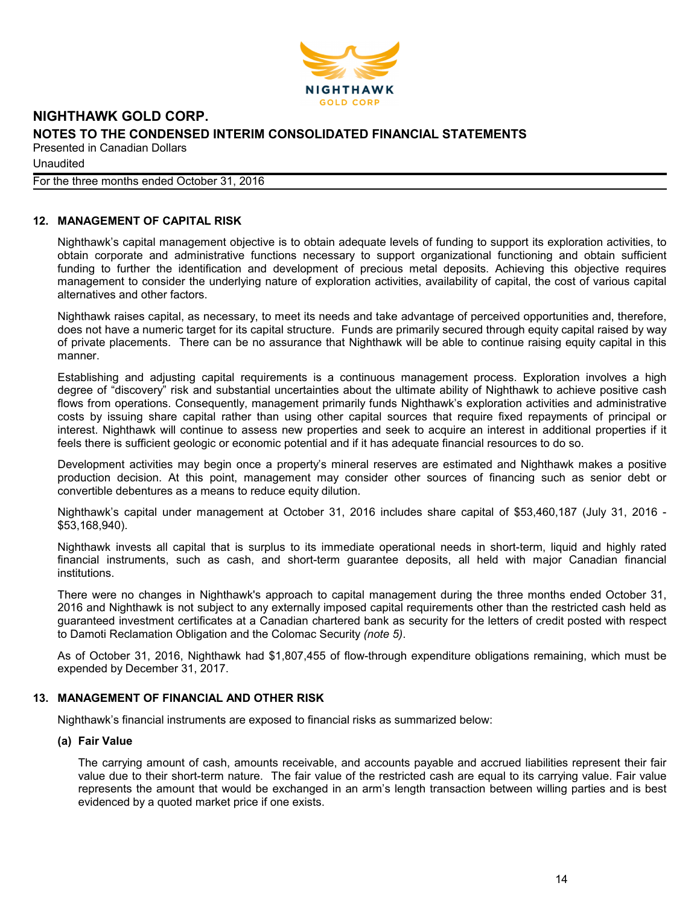## 12. MANAGEMENT OF CAPITAL RISK

Nighthawk's capital management objective is to obtain adequate levels of funding to support its exploration activities, to obtain corporate and administrative functions necessary to support organizational functioning and obtain sufficient funding to further the identification and development of precious metal deposits. Achieving this objective requires management to consider the underlying nature of exploration activities, availability of capital, the cost of various capital alternatives and other factors.

Nighthawk raises capital, as necessary, to meet its needs and take advantage of perceived opportunities and, therefore, does not have a numeric target for its capital structure. Funds are primarily secured through equity capital raised by way of private placements. There can be no assurance that Nighthawk will be able to continue raising equity capital in this manner.

Establishing and adjusting capital requirements is a continuous management process. Exploration involves a high degree of "discovery" risk and substantial uncertainties about the ultimate ability of Nighthawk to achieve positive cash flows from operations. Consequently, management primarily funds Nighthawk's exploration activities and administrative costs by issuing share capital rather than using other capital sources that require fixed repayments of principal or interest. Nighthawk will continue to assess new properties and seek to acquire an interest in additional properties if it feels there is sufficient geologic or economic potential and if it has adequate financial resources to do so.

Development activities may begin once a property's mineral reserves are estimated and Nighthawk makes a positive production decision. At this point, management may consider other sources of financing such as senior debt or convertible debentures as a means to reduce equity dilution.

Nighthawk's capital under management at October 31, 2016 includes share capital of $53,460,187 (July 31, 2016 - $53,168,940).

Nighthawk invests all capital that is surplus to its immediate operational needs in short-term, liquid and highly rated financial instruments, such as cash, and short-term guarantee deposits, all held with major Canadian financial institutions.

There were no changes in Nighthawk's approach to capital management during the three months ended October 31, 2016 and Nighthawk is not subject to any externally imposed capital requirements other than the restricted cash held as guaranteed investment certificates at a Canadian chartered bank as security for the letters of credit posted with respect to Damoti Reclamation Obligation and the Colomac Security *(note 5)*.

As of October 31, 2016, Nighthawk had $1,807,455 of flow-through expenditure obligations remaining, which must be expended by December 31, 2017.

## 13. MANAGEMENT OF FINANCIAL AND OTHER RISK

Nighthawk's financial instruments are exposed to financial risks as summarized below:

### (a) Fair Value

The carrying amount of cash, amounts receivable, and accounts payable and accrued liabilities represent their fair value due to their short-term nature. The fair value of the restricted cash are equal to its carrying value. Fair value represents the amount that would be exchanged in an arm's length transaction between willing parties and is best evidenced by a quoted market price if one exists.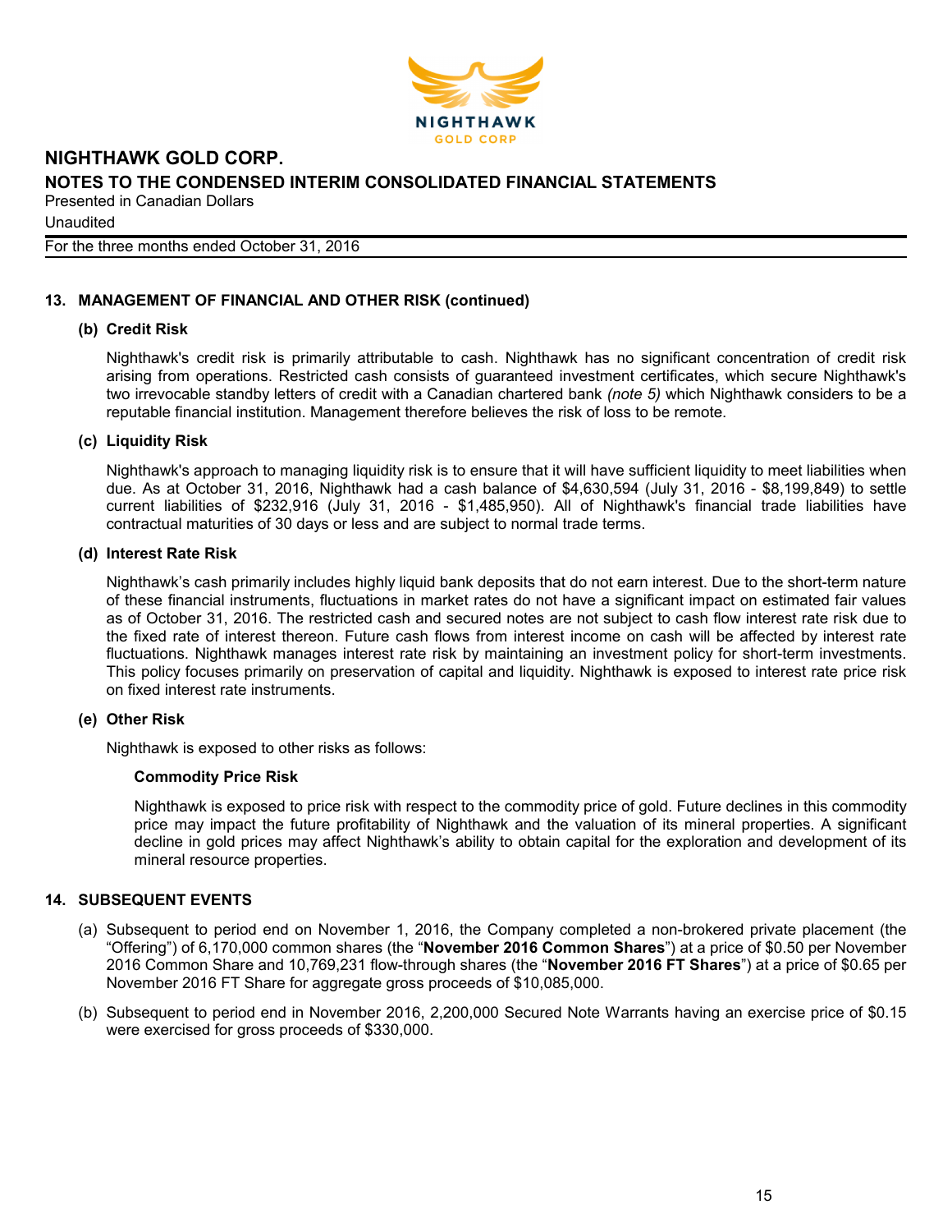## 13. MANAGEMENT OF FINANCIAL AND OTHER RISK (continued)

### (b) Credit Risk

Nighthawk's credit risk is primarily attributable to cash. Nighthawk has no significant concentration of credit risk arising from operations. Restricted cash consists of guaranteed investment certificates, which secure Nighthawk's two irrevocable standby letters of credit with a Canadian chartered bank *(note 5)* which Nighthawk considers to be a reputable financial institution. Management therefore believes the risk of loss to be remote.

### (c) Liquidity Risk

Nighthawk's approach to managing liquidity risk is to ensure that it will have sufficient liquidity to meet liabilities when due. As at October 31, 2016, Nighthawk had a cash balance of $4,630,594 (July 31, 2016 - $8,199,849) to settle current liabilities of $232,916 (July 31, 2016 - $1,485,950). All of Nighthawk's financial trade liabilities have contractual maturities of 30 days or less and are subject to normal trade terms.

### (d) Interest Rate Risk

Nighthawk's cash primarily includes highly liquid bank deposits that do not earn interest. Due to the short-term nature of these financial instruments, fluctuations in market rates do not have a significant impact on estimated fair values as of October 31, 2016. The restricted cash and secured notes are not subject to cash flow interest rate risk due to the fixed rate of interest thereon. Future cash flows from interest income on cash will be affected by interest rate fluctuations. Nighthawk manages interest rate risk by maintaining an investment policy for short-term investments. This policy focuses primarily on preservation of capital and liquidity. Nighthawk is exposed to interest rate price risk on fixed interest rate instruments.

### (e) Other Risk

Nighthawk is exposed to other risks as follows:

**Commodity Price Risk**

Nighthawk is exposed to price risk with respect to the commodity price of gold. Future declines in this commodity price may impact the future profitability of Nighthawk and the valuation of its mineral properties. A significant decline in gold prices may affect Nighthawk's ability to obtain capital for the exploration and development of its mineral resource properties.

## 14. SUBSEQUENT EVENTS

(a) Subsequent to period end on November 1, 2016, the Company completed a non-brokered private placement (the "Offering") of 6,170,000 common shares (the "**November 2016 Common Shares**") at a price of $0.50 per November 2016 Common Share and 10,769,231 flow-through shares (the "**November 2016 FT Shares**") at a price of $0.65 per November 2016 FT Share for aggregate gross proceeds of $10,085,000.

(b) Subsequent to period end in November 2016, 2,200,000 Secured Note Warrants having an exercise price of $0.15 were exercised for gross proceeds of $330,000.